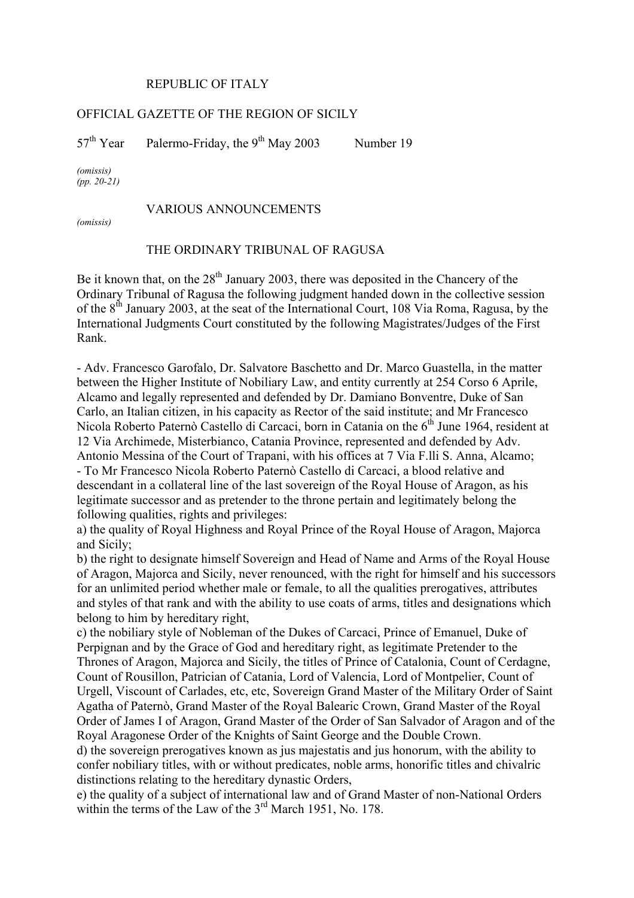REPUBLIC OF ITALY

OFFICIAL GAZETTE OF THE REGION OF SICILY

57th Year    Palermo-Friday, the 9th May 2003    Number 19

*(omissis)*
*(pp. 20-21)*

VARIOUS ANNOUNCEMENTS

*(omissis)*

THE ORDINARY TRIBUNAL OF RAGUSA

Be it known that, on the 28th January 2003, there was deposited in the Chancery of the Ordinary Tribunal of Ragusa the following judgment handed down in the collective session of the 8th January 2003, at the seat of the International Court, 108 Via Roma, Ragusa, by the International Judgments Court constituted by the following Magistrates/Judges of the First Rank.

- Adv. Francesco Garofalo, Dr. Salvatore Baschetto and Dr. Marco Guastella, in the matter between the Higher Institute of Nobiliary Law, and entity currently at 254 Corso 6 Aprile, Alcamo and legally represented and defended by Dr. Damiano Bonventre, Duke of San Carlo, an Italian citizen, in his capacity as Rector of the said institute; and Mr Francesco Nicola Roberto Paternò Castello di Carcaci, born in Catania on the 6th June 1964, resident at 12 Via Archimede, Misterbianco, Catania Province, represented and defended by Adv. Antonio Messina of the Court of Trapani, with his offices at 7 Via F.lli S. Anna, Alcamo;
- To Mr Francesco Nicola Roberto Paternò Castello di Carcaci, a blood relative and descendant in a collateral line of the last sovereign of the Royal House of Aragon, as his legitimate successor and as pretender to the throne pertain and legitimately belong the following qualities, rights and privileges:

a) the quality of Royal Highness and Royal Prince of the Royal House of Aragon, Majorca and Sicily;
b) the right to designate himself Sovereign and Head of Name and Arms of the Royal House of Aragon, Majorca and Sicily, never renounced, with the right for himself and his successors for an unlimited period whether male or female, to all the qualities prerogatives, attributes and styles of that rank and with the ability to use coats of arms, titles and designations which belong to him by hereditary right,
c) the nobiliary style of Nobleman of the Dukes of Carcaci, Prince of Emanuel, Duke of Perpignan and by the Grace of God and hereditary right, as legitimate Pretender to the Thrones of Aragon, Majorca and Sicily, the titles of Prince of Catalonia, Count of Cerdagne, Count of Rousillon, Patrician of Catania, Lord of Valencia, Lord of Montpelier, Count of Urgell, Viscount of Carlades, etc, etc, Sovereign Grand Master of the Military Order of Saint Agatha of Paternò, Grand Master of the Royal Balearic Crown, Grand Master of the Royal Order of James I of Aragon, Grand Master of the Order of San Salvador of Aragon and of the Royal Aragonese Order of the Knights of Saint George and the Double Crown.
d) the sovereign prerogatives known as jus majestatis and jus honorum, with the ability to confer nobiliary titles, with or without predicates, noble arms, honorific titles and chivalric distinctions relating to the hereditary dynastic Orders,
e) the quality of a subject of international law and of Grand Master of non-National Orders within the terms of the Law of the 3rd March 1951, No. 178.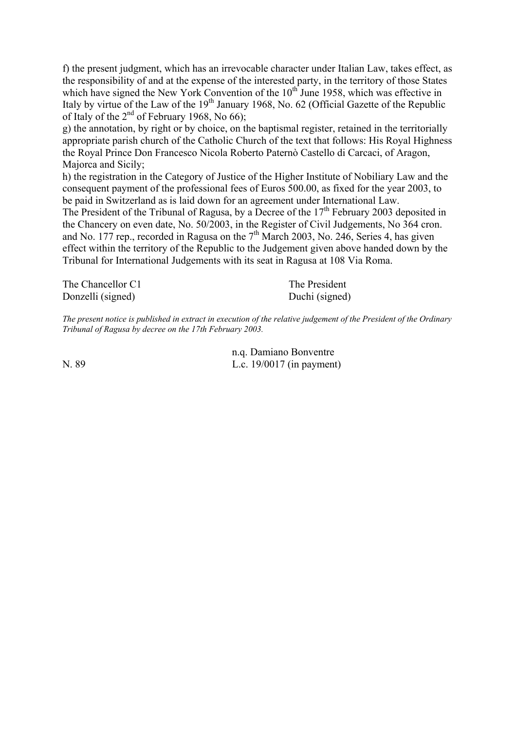f) the present judgment, which has an irrevocable character under Italian Law, takes effect, as the responsibility of and at the expense of the interested party, in the territory of those States which have signed the New York Convention of the 10th June 1958, which was effective in Italy by virtue of the Law of the 19th January 1968, No. 62 (Official Gazette of the Republic of Italy of the 2nd of February 1968, No 66);

g) the annotation, by right or by choice, on the baptismal register, retained in the territorially appropriate parish church of the Catholic Church of the text that follows: His Royal Highness the Royal Prince Don Francesco Nicola Roberto Paternò Castello di Carcaci, of Aragon, Majorca and Sicily;

h) the registration in the Category of Justice of the Higher Institute of Nobiliary Law and the consequent payment of the professional fees of Euros 500.00, as fixed for the year 2003, to be paid in Switzerland as is laid down for an agreement under International Law.

The President of the Tribunal of Ragusa, by a Decree of the 17th February 2003 deposited in the Chancery on even date, No. 50/2003, in the Register of Civil Judgements, No 364 cron. and No. 177 rep., recorded in Ragusa on the 7th March 2003, No. 246, Series 4, has given effect within the territory of the Republic to the Judgement given above handed down by the Tribunal for International Judgements with its seat in Ragusa at 108 Via Roma.

The Chancellor C1
Donzelli (signed)

The President
Duchi (signed)

*The present notice is published in extract in execution of the relative judgement of the President of the Ordinary Tribunal of Ragusa by decree on the 17th February 2003.*

N. 89

n.q. Damiano Bonventre
L.c. 19/0017 (in payment)